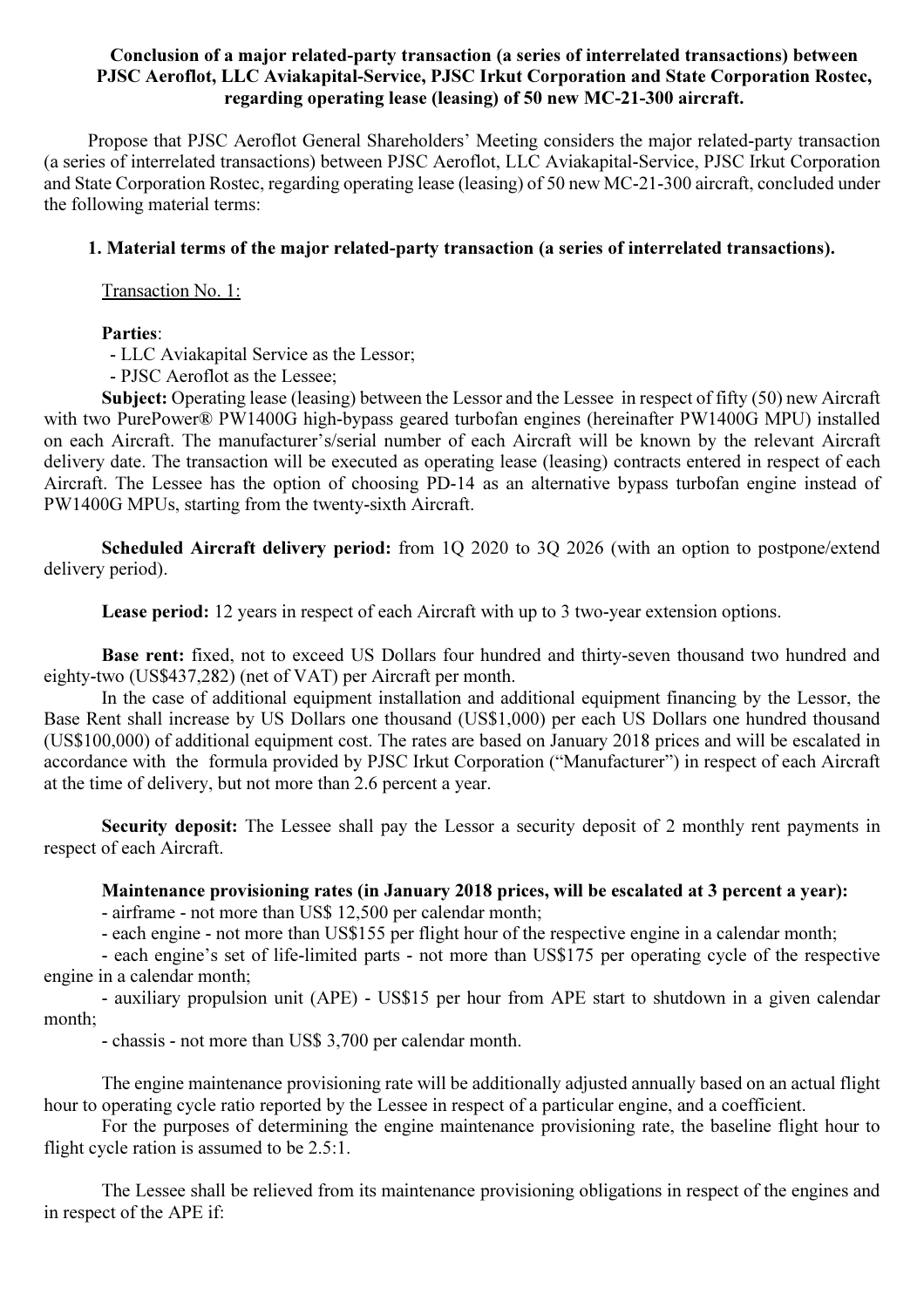**Conclusion of a major related-party transaction (a series of interrelated transactions) between PJSC Aeroflot, LLC Aviakapital-Service, PJSC Irkut Corporation and State Corporation Rostec, regarding operating lease (leasing) of 50 new MC-21-300 aircraft.**

Propose that PJSC Aeroflot General Shareholders' Meeting considers the major related-party transaction (a series of interrelated transactions) between PJSC Aeroflot, LLC Aviakapital-Service, PJSC Irkut Corporation and State Corporation Rostec, regarding operating lease (leasing) of 50 new MC-21-300 aircraft, concluded under the following material terms:

**1. Material terms of the major related-party transaction (a series of interrelated transactions).**

Transaction No. 1:

**Parties**:

- LLC Aviakapital Service as the Lessor;
- PJSC Aeroflot as the Lessee;

**Subject:** Operating lease (leasing) between the Lessor and the Lessee in respect of fifty (50) new Aircraft with two PurePower® PW1400G high-bypass geared turbofan engines (hereinafter PW1400G MPU) installed on each Aircraft. The manufacturer's/serial number of each Aircraft will be known by the relevant Aircraft delivery date. The transaction will be executed as operating lease (leasing) contracts entered in respect of each Aircraft. The Lessee has the option of choosing PD-14 as an alternative bypass turbofan engine instead of PW1400G MPUs, starting from the twenty-sixth Aircraft.

**Scheduled Aircraft delivery period:** from 1Q 2020 to 3Q 2026 (with an option to postpone/extend delivery period).

**Lease period:** 12 years in respect of each Aircraft with up to 3 two-year extension options.

**Base rent:** fixed, not to exceed US Dollars four hundred and thirty-seven thousand two hundred and eighty-two (US$437,282) (net of VAT) per Aircraft per month.

In the case of additional equipment installation and additional equipment financing by the Lessor, the Base Rent shall increase by US Dollars one thousand (US$1,000) per each US Dollars one hundred thousand (US$100,000) of additional equipment cost. The rates are based on January 2018 prices and will be escalated in accordance with the formula provided by PJSC Irkut Corporation ("Manufacturer") in respect of each Aircraft at the time of delivery, but not more than 2.6 percent a year.

**Security deposit:** The Lessee shall pay the Lessor a security deposit of 2 monthly rent payments in respect of each Aircraft.

**Maintenance provisioning rates (in January 2018 prices, will be escalated at 3 percent a year):**

- airframe - not more than US$ 12,500 per calendar month;
- each engine - not more than US$155 per flight hour of the respective engine in a calendar month;
- each engine's set of life-limited parts - not more than US$175 per operating cycle of the respective engine in a calendar month;
- auxiliary propulsion unit (APE) - US$15 per hour from APE start to shutdown in a given calendar month;
- chassis - not more than US$ 3,700 per calendar month.

The engine maintenance provisioning rate will be additionally adjusted annually based on an actual flight hour to operating cycle ratio reported by the Lessee in respect of a particular engine, and a coefficient.

For the purposes of determining the engine maintenance provisioning rate, the baseline flight hour to flight cycle ration is assumed to be 2.5:1.

The Lessee shall be relieved from its maintenance provisioning obligations in respect of the engines and in respect of the APE if: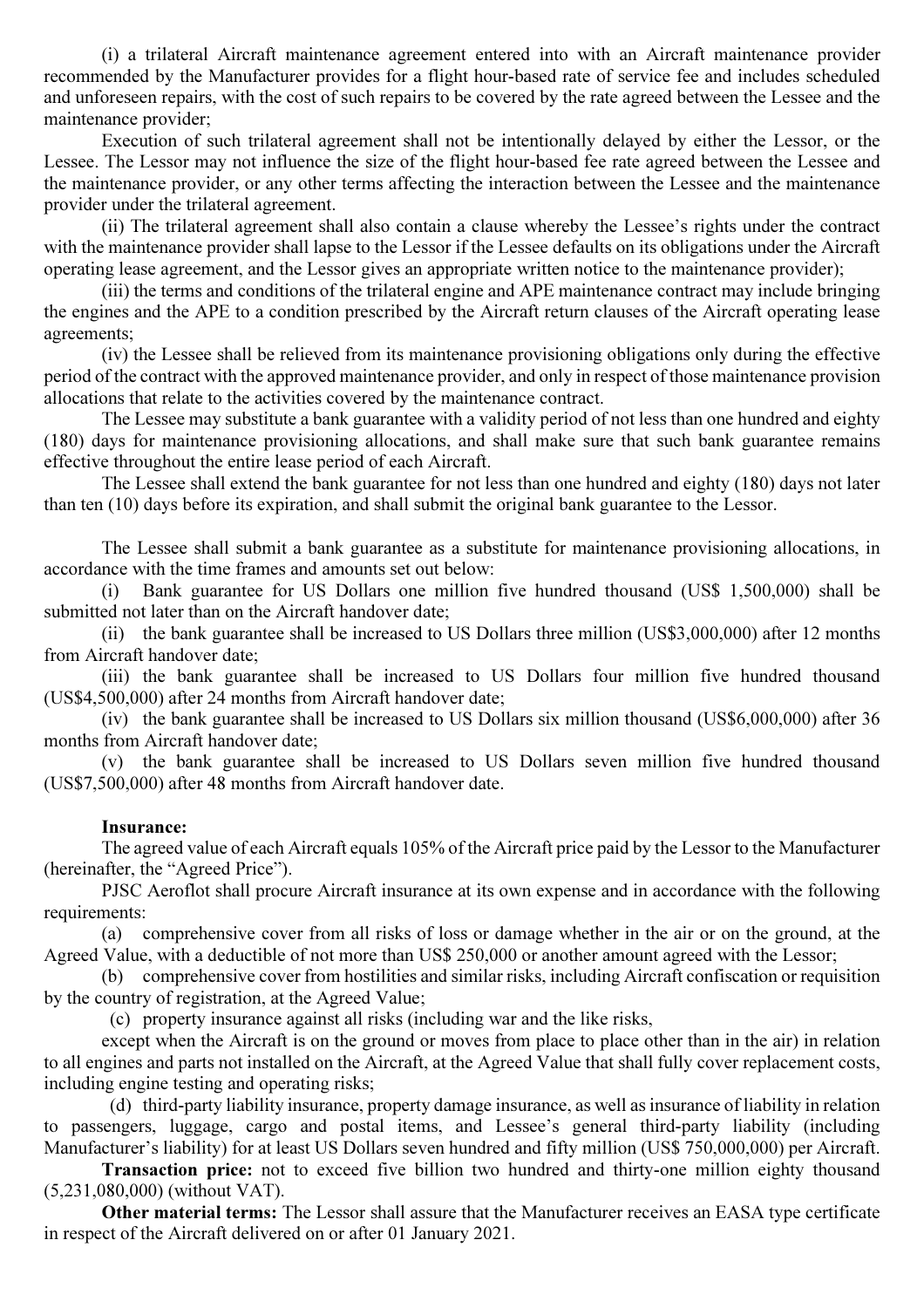(i) a trilateral Aircraft maintenance agreement entered into with an Aircraft maintenance provider recommended by the Manufacturer provides for a flight hour-based rate of service fee and includes scheduled and unforeseen repairs, with the cost of such repairs to be covered by the rate agreed between the Lessee and the maintenance provider;

Execution of such trilateral agreement shall not be intentionally delayed by either the Lessor, or the Lessee. The Lessor may not influence the size of the flight hour-based fee rate agreed between the Lessee and the maintenance provider, or any other terms affecting the interaction between the Lessee and the maintenance provider under the trilateral agreement.

(ii) The trilateral agreement shall also contain a clause whereby the Lessee's rights under the contract with the maintenance provider shall lapse to the Lessor if the Lessee defaults on its obligations under the Aircraft operating lease agreement, and the Lessor gives an appropriate written notice to the maintenance provider);

(iii) the terms and conditions of the trilateral engine and APE maintenance contract may include bringing the engines and the APE to a condition prescribed by the Aircraft return clauses of the Aircraft operating lease agreements;

(iv) the Lessee shall be relieved from its maintenance provisioning obligations only during the effective period of the contract with the approved maintenance provider, and only in respect of those maintenance provision allocations that relate to the activities covered by the maintenance contract.

The Lessee may substitute a bank guarantee with a validity period of not less than one hundred and eighty (180) days for maintenance provisioning allocations, and shall make sure that such bank guarantee remains effective throughout the entire lease period of each Aircraft.

The Lessee shall extend the bank guarantee for not less than one hundred and eighty (180) days not later than ten (10) days before its expiration, and shall submit the original bank guarantee to the Lessor.

The Lessee shall submit a bank guarantee as a substitute for maintenance provisioning allocations, in accordance with the time frames and amounts set out below:

(i) Bank guarantee for US Dollars one million five hundred thousand (US$ 1,500,000) shall be submitted not later than on the Aircraft handover date;

(ii) the bank guarantee shall be increased to US Dollars three million (US$3,000,000) after 12 months from Aircraft handover date;

(iii) the bank guarantee shall be increased to US Dollars four million five hundred thousand (US$4,500,000) after 24 months from Aircraft handover date;

(iv) the bank guarantee shall be increased to US Dollars six million thousand (US$6,000,000) after 36 months from Aircraft handover date;

(v) the bank guarantee shall be increased to US Dollars seven million five hundred thousand (US$7,500,000) after 48 months from Aircraft handover date.

**Insurance:**

The agreed value of each Aircraft equals 105% of the Aircraft price paid by the Lessor to the Manufacturer (hereinafter, the "Agreed Price").

PJSC Aeroflot shall procure Aircraft insurance at its own expense and in accordance with the following requirements:

(a) comprehensive cover from all risks of loss or damage whether in the air or on the ground, at the Agreed Value, with a deductible of not more than US$ 250,000 or another amount agreed with the Lessor;

(b) comprehensive cover from hostilities and similar risks, including Aircraft confiscation or requisition by the country of registration, at the Agreed Value;

(c) property insurance against all risks (including war and the like risks,

except when the Aircraft is on the ground or moves from place to place other than in the air) in relation to all engines and parts not installed on the Aircraft, at the Agreed Value that shall fully cover replacement costs, including engine testing and operating risks;

(d) third-party liability insurance, property damage insurance, as well as insurance of liability in relation to passengers, luggage, cargo and postal items, and Lessee's general third-party liability (including Manufacturer's liability) for at least US Dollars seven hundred and fifty million (US$ 750,000,000) per Aircraft.

**Transaction price:** not to exceed five billion two hundred and thirty-one million eighty thousand (5,231,080,000) (without VAT).

**Other material terms:** The Lessor shall assure that the Manufacturer receives an EASA type certificate in respect of the Aircraft delivered on or after 01 January 2021.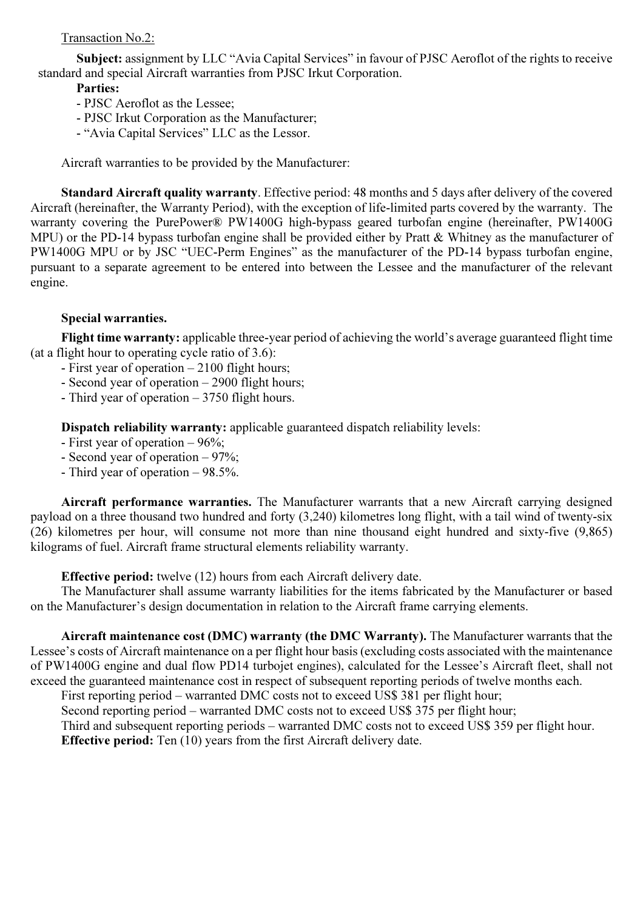Transaction No.2:

**Subject:** assignment by LLC "Avia Capital Services" in favour of PJSC Aeroflot of the rights to receive standard and special Aircraft warranties from PJSC Irkut Corporation.

**Parties:**

- PJSC Aeroflot as the Lessee;
- PJSC Irkut Corporation as the Manufacturer;
- "Avia Capital Services" LLC as the Lessor.

Aircraft warranties to be provided by the Manufacturer:

**Standard Aircraft quality warranty**. Effective period: 48 months and 5 days after delivery of the covered Aircraft (hereinafter, the Warranty Period), with the exception of life-limited parts covered by the warranty. The warranty covering the PurePower® PW1400G high-bypass geared turbofan engine (hereinafter, PW1400G MPU) or the PD-14 bypass turbofan engine shall be provided either by Pratt & Whitney as the manufacturer of PW1400G MPU or by JSC "UEC-Perm Engines" as the manufacturer of the PD-14 bypass turbofan engine, pursuant to a separate agreement to be entered into between the Lessee and the manufacturer of the relevant engine.

**Special warranties.**

**Flight time warranty:** applicable three-year period of achieving the world's average guaranteed flight time (at a flight hour to operating cycle ratio of 3.6):

- First year of operation – 2100 flight hours;
- Second year of operation – 2900 flight hours;
- Third year of operation – 3750 flight hours.

**Dispatch reliability warranty:** applicable guaranteed dispatch reliability levels:

- First year of operation – 96%;
- Second year of operation – 97%;
- Third year of operation – 98.5%.

**Aircraft performance warranties.** The Manufacturer warrants that a new Aircraft carrying designed payload on a three thousand two hundred and forty (3,240) kilometres long flight, with a tail wind of twenty-six (26) kilometres per hour, will consume not more than nine thousand eight hundred and sixty-five (9,865) kilograms of fuel. Aircraft frame structural elements reliability warranty.

**Effective period:** twelve (12) hours from each Aircraft delivery date.

The Manufacturer shall assume warranty liabilities for the items fabricated by the Manufacturer or based on the Manufacturer's design documentation in relation to the Aircraft frame carrying elements.

**Aircraft maintenance cost (DMC) warranty (the DMC Warranty).** The Manufacturer warrants that the Lessee's costs of Aircraft maintenance on a per flight hour basis (excluding costs associated with the maintenance of PW1400G engine and dual flow PD14 turbojet engines), calculated for the Lessee's Aircraft fleet, shall not exceed the guaranteed maintenance cost in respect of subsequent reporting periods of twelve months each.

First reporting period – warranted DMC costs not to exceed US$ 381 per flight hour;

Second reporting period – warranted DMC costs not to exceed US$ 375 per flight hour;

Third and subsequent reporting periods – warranted DMC costs not to exceed US$ 359 per flight hour.

**Effective period:** Ten (10) years from the first Aircraft delivery date.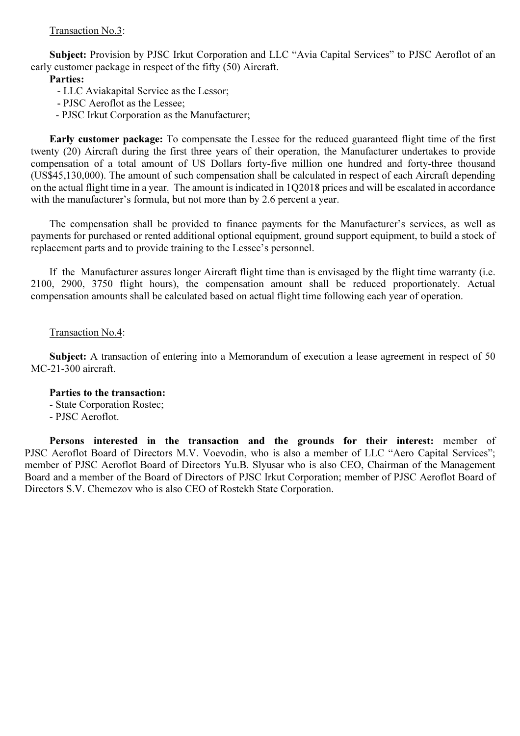Transaction No.3:

**Subject:** Provision by PJSC Irkut Corporation and LLC "Avia Capital Services" to PJSC Aeroflot of an early customer package in respect of the fifty (50) Aircraft.

**Parties:**

- LLC Aviakapital Service as the Lessor;
- PJSC Aeroflot as the Lessee;
- PJSC Irkut Corporation as the Manufacturer;

**Early customer package:** To compensate the Lessee for the reduced guaranteed flight time of the first twenty (20) Aircraft during the first three years of their operation, the Manufacturer undertakes to provide compensation of a total amount of US Dollars forty-five million one hundred and forty-three thousand (US$45,130,000). The amount of such compensation shall be calculated in respect of each Aircraft depending on the actual flight time in a year. The amount is indicated in 1Q2018 prices and will be escalated in accordance with the manufacturer's formula, but not more than by 2.6 percent a year.

The compensation shall be provided to finance payments for the Manufacturer's services, as well as payments for purchased or rented additional optional equipment, ground support equipment, to build a stock of replacement parts and to provide training to the Lessee's personnel.

If the Manufacturer assures longer Aircraft flight time than is envisaged by the flight time warranty (i.e. 2100, 2900, 3750 flight hours), the compensation amount shall be reduced proportionately. Actual compensation amounts shall be calculated based on actual flight time following each year of operation.

Transaction No.4:

**Subject:** A transaction of entering into a Memorandum of execution a lease agreement in respect of 50 MC-21-300 aircraft.

**Parties to the transaction:**

- State Corporation Rostec;
- PJSC Aeroflot.

**Persons interested in the transaction and the grounds for their interest:** member of PJSC Aeroflot Board of Directors M.V. Voevodin, who is also a member of LLC "Aero Capital Services"; member of PJSC Aeroflot Board of Directors Yu.B. Slyusar who is also CEO, Chairman of the Management Board and a member of the Board of Directors of PJSC Irkut Corporation; member of PJSC Aeroflot Board of Directors S.V. Chemezov who is also CEO of Rostekh State Corporation.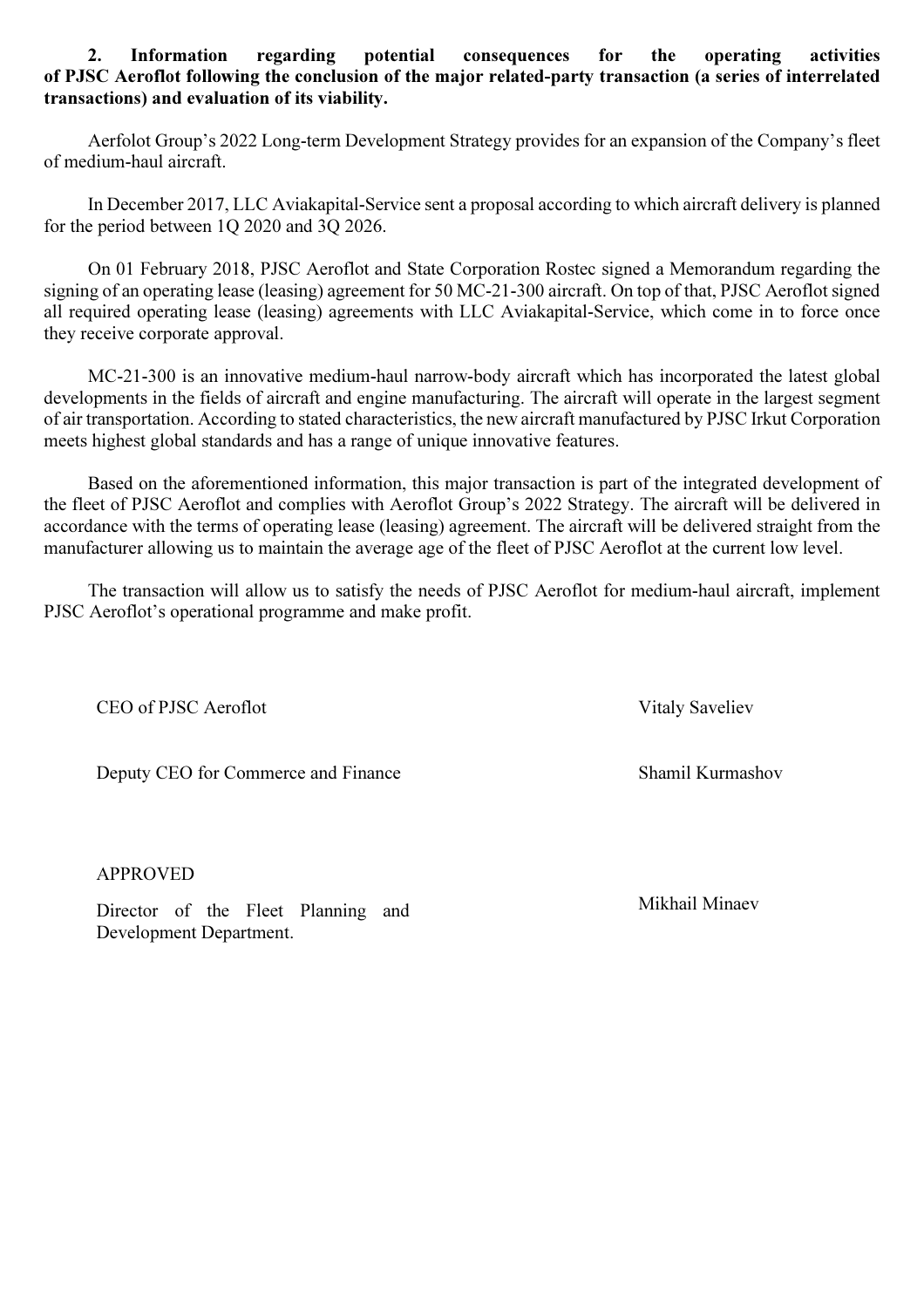**2. Information regarding potential consequences for the operating activities of PJSC Aeroflot following the conclusion of the major related-party transaction (a series of interrelated transactions) and evaluation of its viability.**

Aerfolot Group's 2022 Long-term Development Strategy provides for an expansion of the Company's fleet of medium-haul aircraft.

In December 2017, LLC Aviakapital-Service sent a proposal according to which aircraft delivery is planned for the period between 1Q 2020 and 3Q 2026.

On 01 February 2018, PJSC Aeroflot and State Corporation Rostec signed a Memorandum regarding the signing of an operating lease (leasing) agreement for 50 MC-21-300 aircraft. On top of that, PJSC Aeroflot signed all required operating lease (leasing) agreements with LLC Aviakapital-Service, which come in to force once they receive corporate approval.

MC-21-300 is an innovative medium-haul narrow-body aircraft which has incorporated the latest global developments in the fields of aircraft and engine manufacturing. The aircraft will operate in the largest segment of air transportation. According to stated characteristics, the new aircraft manufactured by PJSC Irkut Corporation meets highest global standards and has a range of unique innovative features.

Based on the aforementioned information, this major transaction is part of the integrated development of the fleet of PJSC Aeroflot and complies with Aeroflot Group's 2022 Strategy. The aircraft will be delivered in accordance with the terms of operating lease (leasing) agreement. The aircraft will be delivered straight from the manufacturer allowing us to maintain the average age of the fleet of PJSC Aeroflot at the current low level.

The transaction will allow us to satisfy the needs of PJSC Aeroflot for medium-haul aircraft, implement PJSC Aeroflot's operational programme and make profit.

CEO of PJSC Aeroflot — Vitaly Saveliev

Deputy CEO for Commerce and Finance — Shamil Kurmashov

APPROVED

Director of the Fleet Planning and Development Department. — Mikhail Minaev